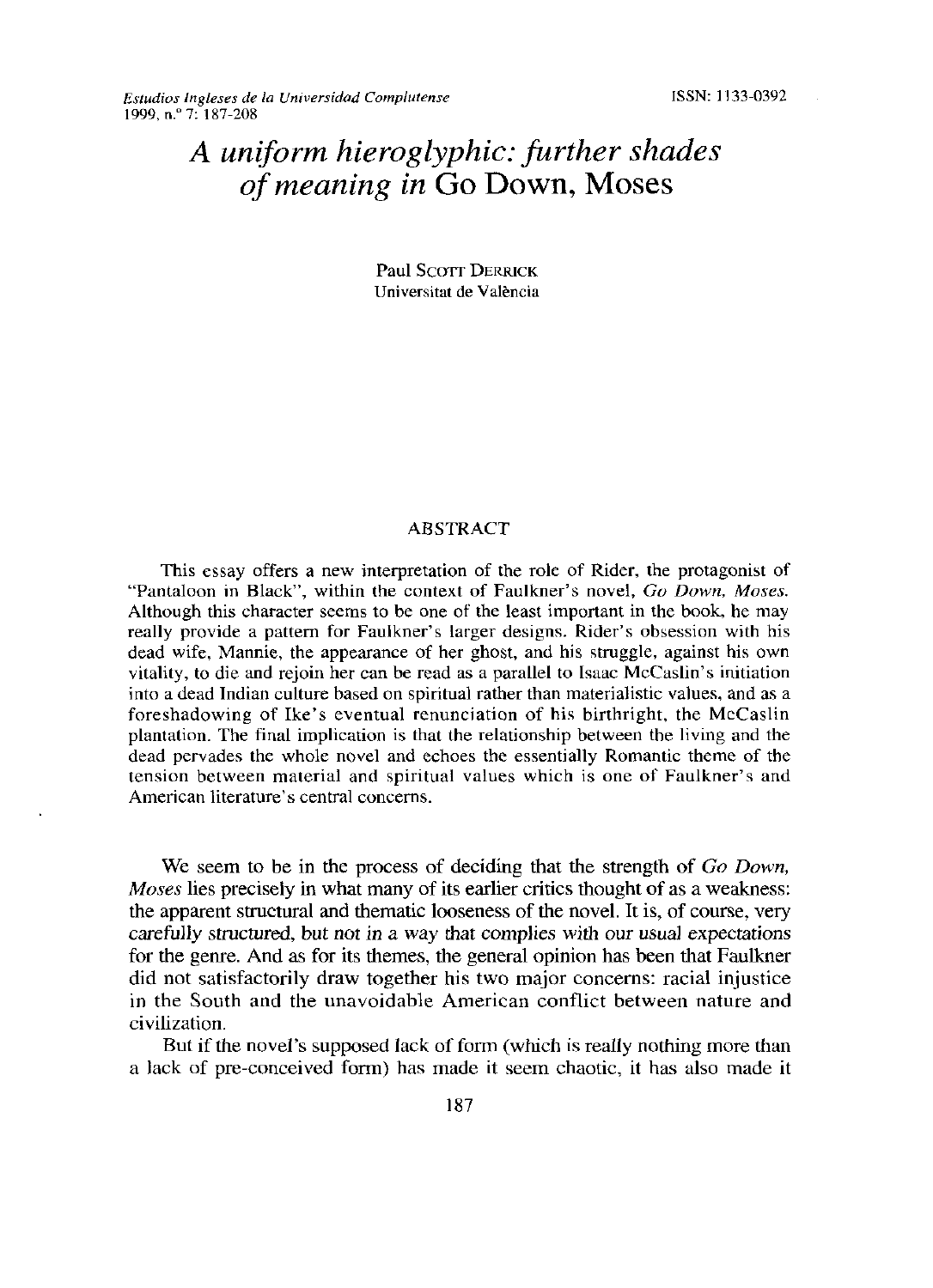# *A uniform hieroglyphic: further shades of meaning in* Go Down, Moses

Paul Scott Derrick
Universitat de València

## ABSTRACT

This essay offers a new interpretation of the role of Rider, the protagonist of "Pantaloon in Black", within the context of Faulkner's novel, *Go Down, Moses*. Although this character seems to be one of the least important in the book, he may really provide a pattern for Faulkner's larger designs. Rider's obsession with his dead wife, Mannie, the appearance of her ghost, and his struggle, against his own vitality, to die and rejoin her can be read as a parallel to Isaac McCaslin's initiation into a dead Indian culture based on spiritual rather than materialistic values, and as a foreshadowing of Ike's eventual renunciation of his birthright, the McCaslin plantation. The final implication is that the relationship between the living and the dead pervades the whole novel and echoes the essentially Romantic theme of the tension between material and spiritual values which is one of Faulkner's and American literature's central concerns.

We seem to be in the process of deciding that the strength of *Go Down, Moses* lies precisely in what many of its earlier critics thought of as a weakness: the apparent structural and thematic looseness of the novel. It is, of course, very carefully structured, but not in a way that complies with our usual expectations for the genre. And as for its themes, the general opinion has been that Faulkner did not satisfactorily draw together his two major concerns: racial injustice in the South and the unavoidable American conflict between nature and civilization.

But if the novel's supposed lack of form (which is really nothing more than a lack of pre-conceived form) has made it seem chaotic, it has also made it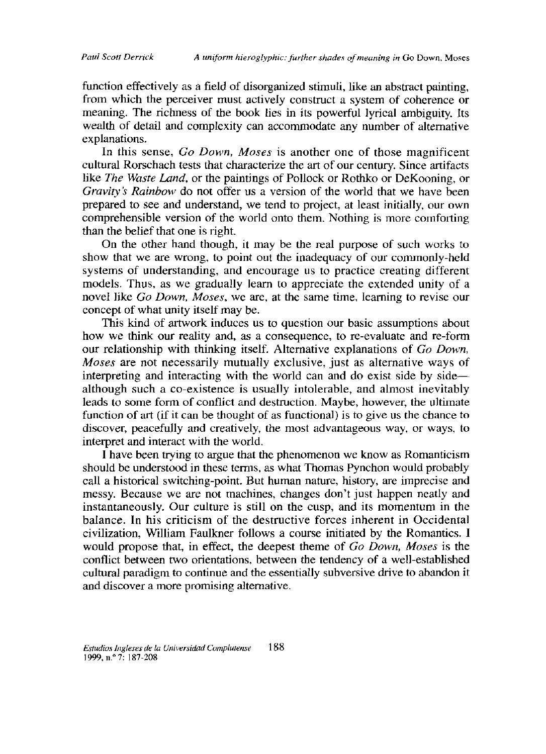function effectively as a field of disorganized stimuli, like an abstract painting, from which the perceiver must actively construct a system of coherence or meaning. The richness of the book lies in its powerful lyrical ambiguity. Its wealth of detail and complexity can accommodate any number of alternative explanations.

In this sense, *Go Down, Moses* is another one of those magnificent cultural Rorschach tests that characterize the art of our century. Since artifacts like *The Waste Land*, or the paintings of Pollock or Rothko or DeKooning, or *Gravity's Rainbow* do not offer us a version of the world that we have been prepared to see and understand, we tend to project, at least initially, our own comprehensible version of the world onto them. Nothing is more comforting than the belief that one is right.

On the other hand though, it may be the real purpose of such works to show that we are wrong, to point out the inadequacy of our commonly-held systems of understanding, and encourage us to practice creating different models. Thus, as we gradually learn to appreciate the extended unity of a novel like *Go Down, Moses*, we are, at the same time, learning to revise our concept of what unity itself may be.

This kind of artwork induces us to question our basic assumptions about how we think our reality and, as a consequence, to re-evaluate and re-form our relationship with thinking itself. Alternative explanations of *Go Down, Moses* are not necessarily mutually exclusive, just as alternative ways of interpreting and interacting with the world can and do exist side by side—although such a co-existence is usually intolerable, and almost inevitably leads to some form of conflict and destruction. Maybe, however, the ultimate function of art (if it can be thought of as functional) is to give us the chance to discover, peacefully and creatively, the most advantageous way, or ways, to interpret and interact with the world.

I have been trying to argue that the phenomenon we know as Romanticism should be understood in these terms, as what Thomas Pynchon would probably call a historical switching-point. But human nature, history, are imprecise and messy. Because we are not machines, changes don't just happen neatly and instantaneously. Our culture is still on the cusp, and its momentum in the balance. In his criticism of the destructive forces inherent in Occidental civilization, William Faulkner follows a course initiated by the Romantics. I would propose that, in effect, the deepest theme of *Go Down, Moses* is the conflict between two orientations, between the tendency of a well-established cultural paradigm to continue and the essentially subversive drive to abandon it and discover a more promising alternative.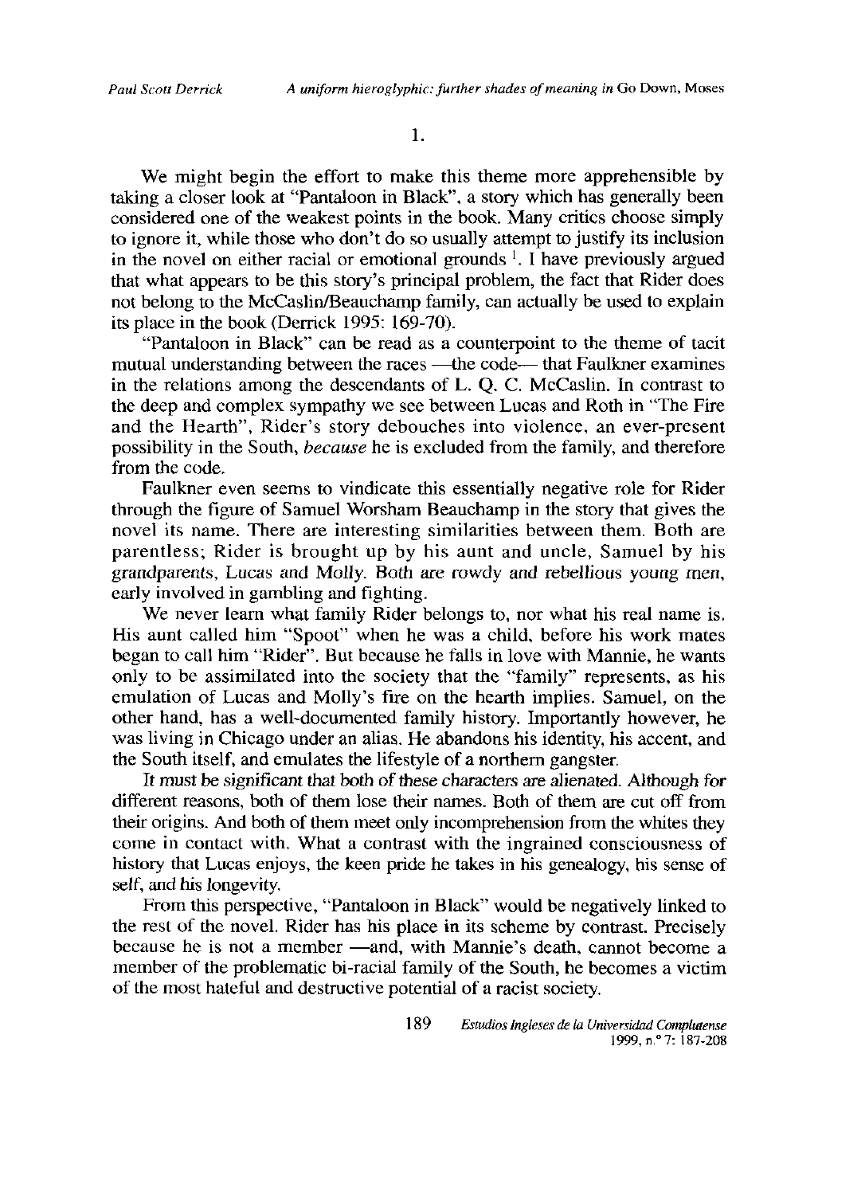1.

We might begin the effort to make this theme more apprehensible by taking a closer look at "Pantaloon in Black", a story which has generally been considered one of the weakest points in the book. Many critics choose simply to ignore it, while those who don't do so usually attempt to justify its inclusion in the novel on either racial or emotional grounds [1]. I have previously argued that what appears to be this story's principal problem, the fact that Rider does not belong to the McCaslin/Beauchamp family, can actually be used to explain its place in the book (Derrick 1995: 169-70).

"Pantaloon in Black" can be read as a counterpoint to the theme of tacit mutual understanding between the races —the code— that Faulkner examines in the relations among the descendants of L. Q. C. McCaslin. In contrast to the deep and complex sympathy we see between Lucas and Roth in "The Fire and the Hearth", Rider's story debouches into violence, an ever-present possibility in the South, *because* he is excluded from the family, and therefore from the code.

Faulkner even seems to vindicate this essentially negative role for Rider through the figure of Samuel Worsham Beauchamp in the story that gives the novel its name. There are interesting similarities between them. Both are parentless; Rider is brought up by his aunt and uncle, Samuel by his grandparents, Lucas and Molly. Both are rowdy and rebellious young men, early involved in gambling and fighting.

We never learn what family Rider belongs to, nor what his real name is. His aunt called him "Spoot" when he was a child, before his work mates began to call him "Rider". But because he falls in love with Mannie, he wants only to be assimilated into the society that the "family" represents, as his emulation of Lucas and Molly's fire on the hearth implies. Samuel, on the other hand, has a well-documented family history. Importantly however, he was living in Chicago under an alias. He abandons his identity, his accent, and the South itself, and emulates the lifestyle of a northern gangster.

It must be significant that both of these characters are alienated. Although for different reasons, both of them lose their names. Both of them are cut off from their origins. And both of them meet only incomprehension from the whites they come in contact with. What a contrast with the ingrained consciousness of history that Lucas enjoys, the keen pride he takes in his genealogy, his sense of self, and his longevity.

From this perspective, "Pantaloon in Black" would be negatively linked to the rest of the novel. Rider has his place in its scheme by contrast. Precisely because he is not a member —and, with Mannie's death, cannot become a member of the problematic bi-racial family of the South, he becomes a victim of the most hateful and destructive potential of a racist society.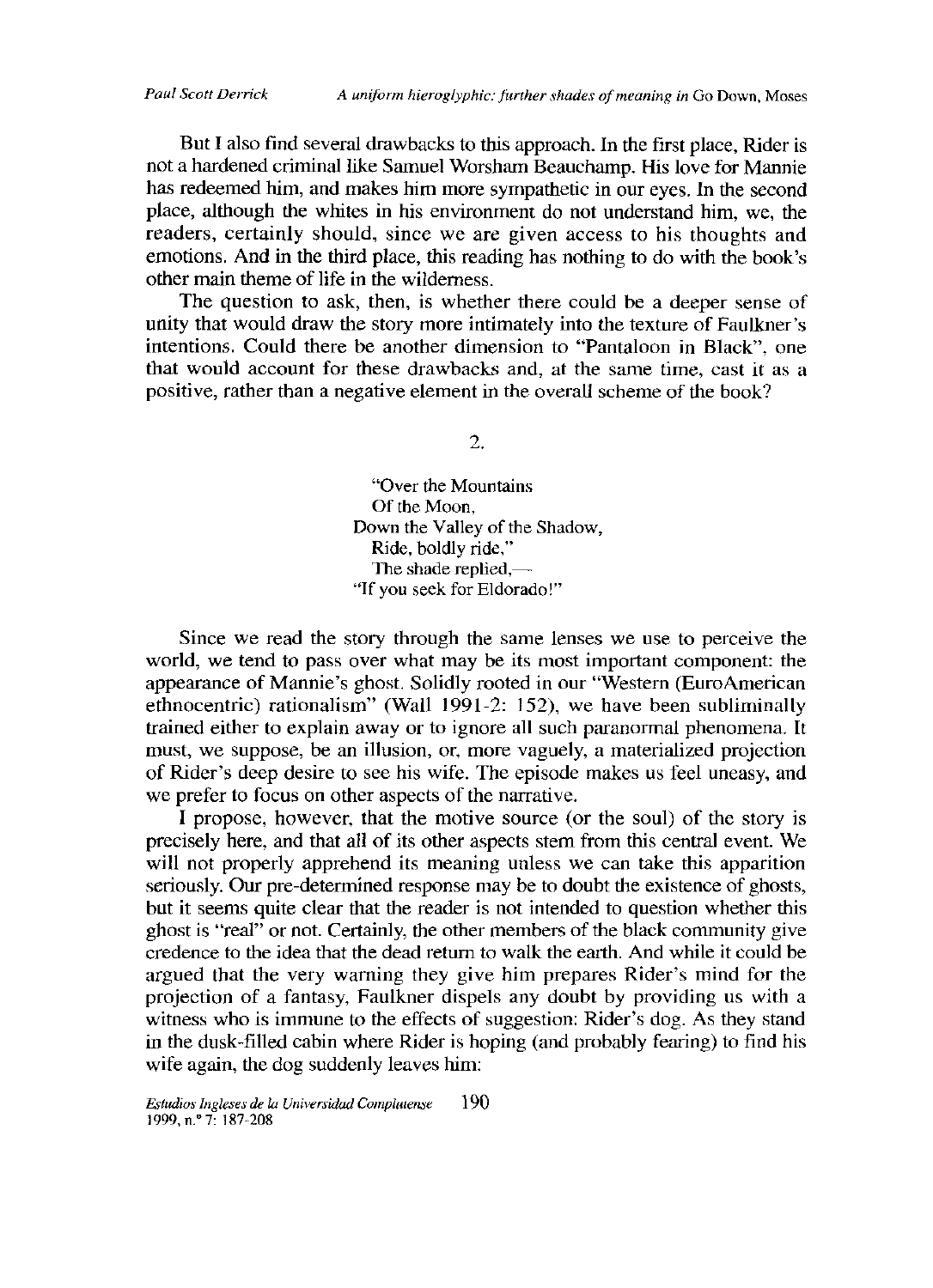But I also find several drawbacks to this approach. In the first place, Rider is not a hardened criminal like Samuel Worsham Beauchamp. His love for Mannie has redeemed him, and makes him more sympathetic in our eyes. In the second place, although the whites in his environment do not understand him, we, the readers, certainly should, since we are given access to his thoughts and emotions. And in the third place, this reading has nothing to do with the book's other main theme of life in the wilderness.

The question to ask, then, is whether there could be a deeper sense of unity that would draw the story more intimately into the texture of Faulkner's intentions. Could there be another dimension to "Pantaloon in Black", one that would account for these drawbacks and, at the same time, cast it as a positive, rather than a negative element in the overall scheme of the book?

## 2.

> "Over the Mountains
> Of the Moon,
> Down the Valley of the Shadow,
> Ride, boldly ride,"
> The shade replied,—
> "If you seek for Eldorado!"

Since we read the story through the same lenses we use to perceive the world, we tend to pass over what may be its most important component: the appearance of Mannie's ghost. Solidly rooted in our "Western (EuroAmerican ethnocentric) rationalism" (Wall 1991-2: 152), we have been subliminally trained either to explain away or to ignore all such paranormal phenomena. It must, we suppose, be an illusion, or, more vaguely, a materialized projection of Rider's deep desire to see his wife. The episode makes us feel uneasy, and we prefer to focus on other aspects of the narrative.

I propose, however, that the motive source (or the soul) of the story is precisely here, and that all of its other aspects stem from this central event. We will not properly apprehend its meaning unless we can take this apparition seriously. Our pre-determined response may be to doubt the existence of ghosts, but it seems quite clear that the reader is not intended to question whether this ghost is "real" or not. Certainly, the other members of the black community give credence to the idea that the dead return to walk the earth. And while it could be argued that the very warning they give him prepares Rider's mind for the projection of a fantasy, Faulkner dispels any doubt by providing us with a witness who is immune to the effects of suggestion: Rider's dog. As they stand in the dusk-filled cabin where Rider is hoping (and probably fearing) to find his wife again, the dog suddenly leaves him: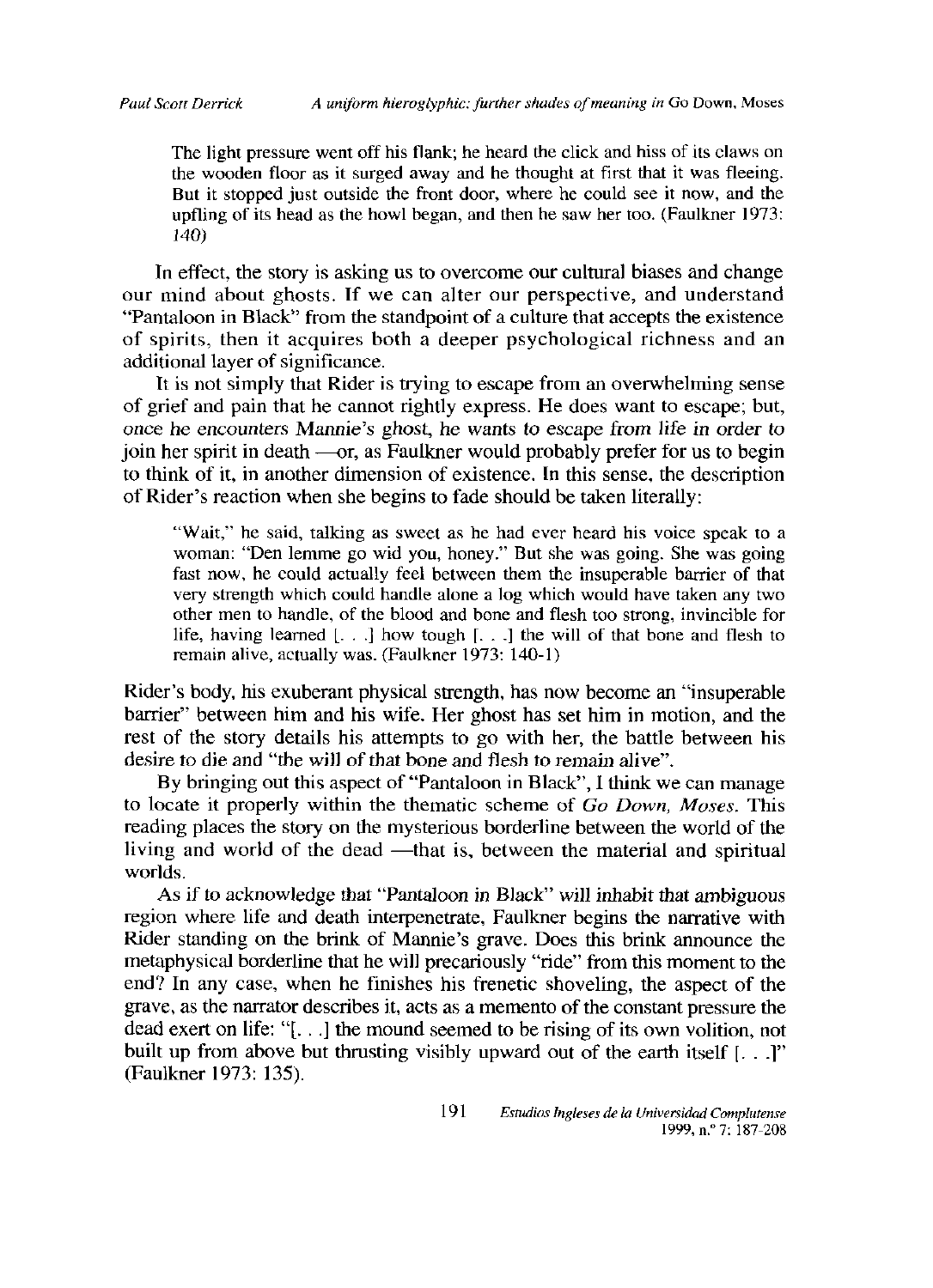> The light pressure went off his flank; he heard the click and hiss of its claws on the wooden floor as it surged away and he thought at first that it was fleeing. But it stopped just outside the front door, where he could see it now, and the upfling of its head as the howl began, and then he saw her too. (Faulkner 1973: 140)

In effect, the story is asking us to overcome our cultural biases and change our mind about ghosts. If we can alter our perspective, and understand "Pantaloon in Black" from the standpoint of a culture that accepts the existence of spirits, then it acquires both a deeper psychological richness and an additional layer of significance.

It is not simply that Rider is trying to escape from an overwhelming sense of grief and pain that he cannot rightly express. He does want to escape; but, *once he encounters Mannie's ghost, he wants to escape from life in order to* join her spirit in death —or, as Faulkner would probably prefer for us to begin to think of it, in another dimension of existence. In this sense, the description of Rider's reaction when she begins to fade should be taken literally:

> "Wait," he said, talking as sweet as he had ever heard his voice speak to a woman: "Den lemme go wid you, honey." But she was going. She was going fast now, he could actually feel between them the insuperable barrier of that very strength which could handle alone a log which would have taken any two other men to handle, of the blood and bone and flesh too strong, invincible for life, having learned [. . .] how tough [. . .] the will of that bone and flesh to remain alive, actually was. (Faulkner 1973: 140-1)

Rider's body, his exuberant physical strength, has now become an "insuperable barrier" between him and his wife. Her ghost has set him in motion, and the rest of the story details his attempts to go with her, the battle between his desire to die and "the will of that bone and flesh to remain alive".

By bringing out this aspect of "Pantaloon in Black", I think we can manage to locate it properly within the thematic scheme of *Go Down, Moses*. This reading places the story on the mysterious borderline between the world of the living and world of the dead —that is, between the material and spiritual worlds.

As if to acknowledge that "Pantaloon in Black" will inhabit that ambiguous region where life and death interpenetrate, Faulkner begins the narrative with Rider standing on the brink of Mannie's grave. Does this brink announce the metaphysical borderline that he will precariously "ride" from this moment to the end? In any case, when he finishes his frenetic shoveling, the aspect of the grave, as the narrator describes it, acts as a memento of the constant pressure the dead exert on life: "[. . .] the mound seemed to be rising of its own volition, not built up from above but thrusting visibly upward out of the earth itself [. . .]" (Faulkner 1973: 135).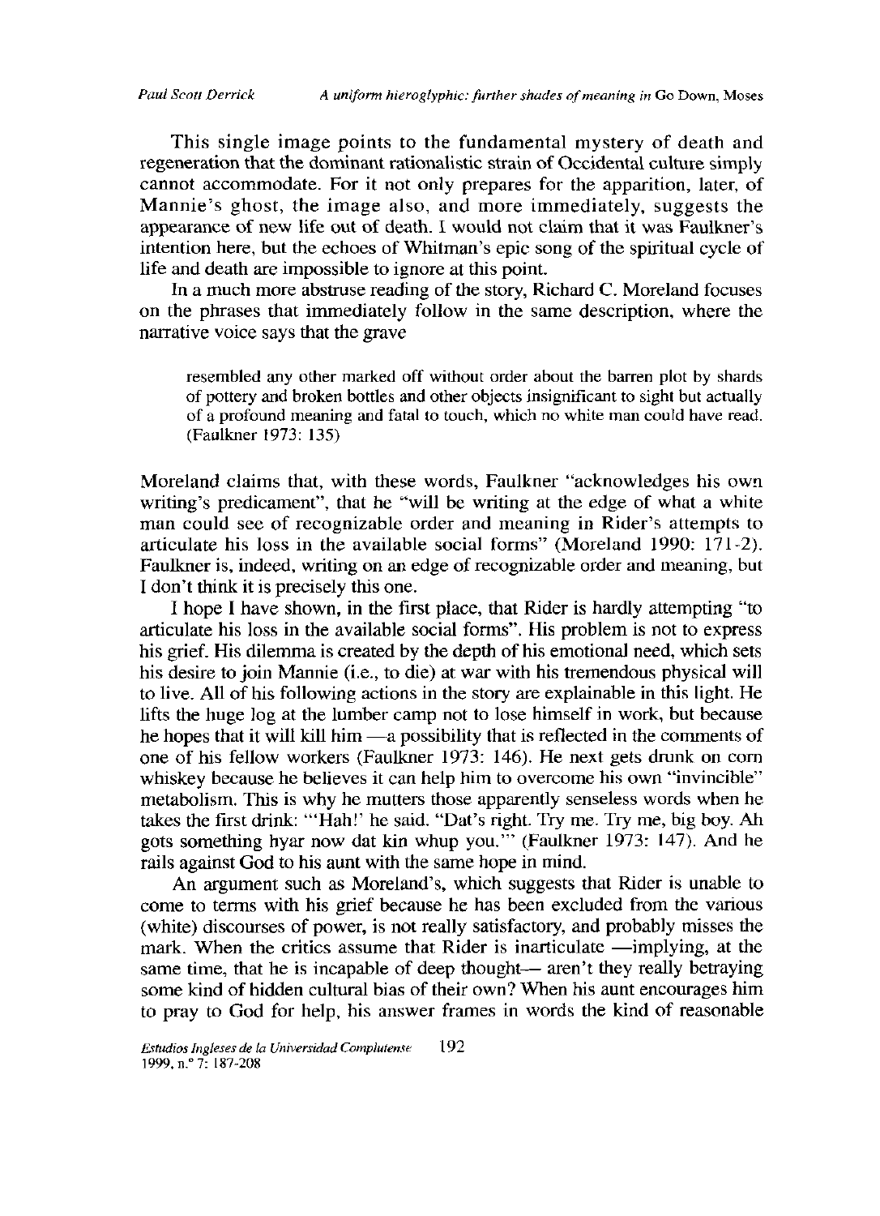This single image points to the fundamental mystery of death and regeneration that the dominant rationalistic strain of Occidental culture simply cannot accommodate. For it not only prepares for the apparition, later, of Mannie's ghost, the image also, and more immediately, suggests the appearance of new life out of death. I would not claim that it was Faulkner's intention here, but the echoes of Whitman's epic song of the spiritual cycle of life and death are impossible to ignore at this point.

In a much more abstruse reading of the story, Richard C. Moreland focuses on the phrases that immediately follow in the same description, where the narrative voice says that the grave

> resembled any other marked off without order about the barren plot by shards of pottery and broken bottles and other objects insignificant to sight but actually of a profound meaning and fatal to touch, which no white man could have read. (Faulkner 1973: 135)

Moreland claims that, with these words, Faulkner "acknowledges his own writing's predicament", that he "will be writing at the edge of what a white man could see of recognizable order and meaning in Rider's attempts to articulate his loss in the available social forms" (Moreland 1990: 171-2). Faulkner is, indeed, writing on an edge of recognizable order and meaning, but I don't think it is precisely this one.

I hope I have shown, in the first place, that Rider is hardly attempting "to articulate his loss in the available social forms". His problem is not to express his grief. His dilemma is created by the depth of his emotional need, which sets his desire to join Mannie (i.e., to die) at war with his tremendous physical will to live. All of his following actions in the story are explainable in this light. He lifts the huge log at the lumber camp not to lose himself in work, but because he hopes that it will kill him —a possibility that is reflected in the comments of one of his fellow workers (Faulkner 1973: 146). He next gets drunk on corn whiskey because he believes it can help him to overcome his own "invincible" metabolism. This is why he mutters those apparently senseless words when he takes the first drink: "'Hah!' he said. "Dat's right. Try me. Try me, big boy. Ah gots something hyar now dat kin whup you.'" (Faulkner 1973: 147). And he rails against God to his aunt with the same hope in mind.

An argument such as Moreland's, which suggests that Rider is unable to come to terms with his grief because he has been excluded from the various (white) discourses of power, is not really satisfactory, and probably misses the mark. When the critics assume that Rider is inarticulate —implying, at the same time, that he is incapable of deep thought— aren't they really betraying some kind of hidden cultural bias of their own? When his aunt encourages him to pray to God for help, his answer frames in words the kind of reasonable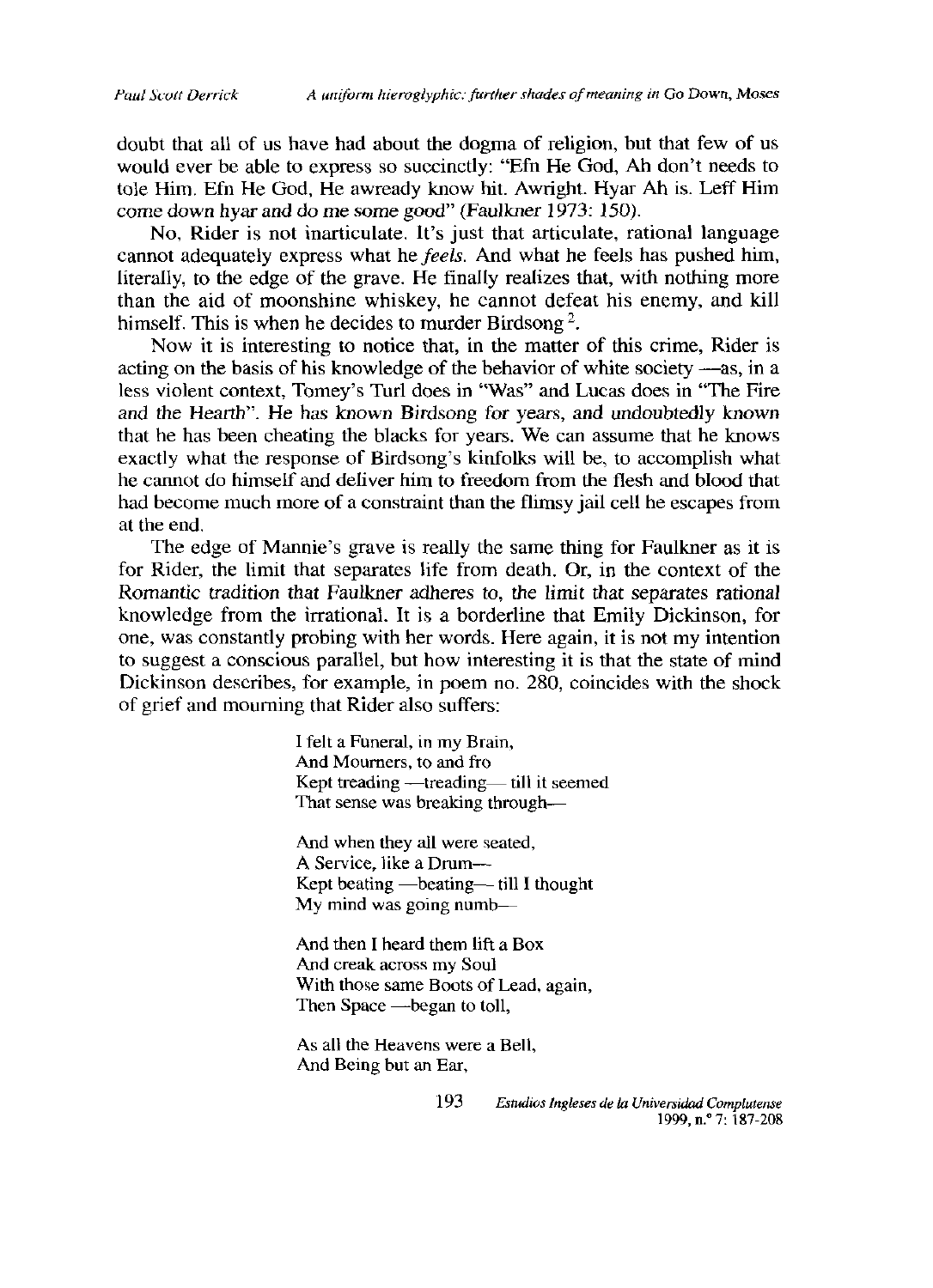doubt that all of us have had about the dogma of religion, but that few of us would ever be able to express so succinctly: "Efn He God, Ah don't needs to tole Him. Efn He God, He awready know hit. Awright. Hyar Ah is. Leff Him come down hyar and do me some good" (Faulkner 1973: 150).

No, Rider is not inarticulate. It's just that articulate, rational language cannot adequately express what he *feels*. And what he feels has pushed him, literally, to the edge of the grave. He finally realizes that, with nothing more than the aid of moonshine whiskey, he cannot defeat his enemy, and kill himself. This is when he decides to murder Birdsong [2].

Now it is interesting to notice that, in the matter of this crime, Rider is acting on the basis of his knowledge of the behavior of white society —as, in a less violent context, Tomey's Turl does in "Was" and Lucas does in "The Fire and the Hearth". He has known Birdsong for years, and undoubtedly known that he has been cheating the blacks for years. We can assume that he knows exactly what the response of Birdsong's kinfolks will be, to accomplish what he cannot do himself and deliver him to freedom from the flesh and blood that had become much more of a constraint than the flimsy jail cell he escapes from at the end.

The edge of Mannie's grave is really the same thing for Faulkner as it is for Rider, the limit that separates life from death. Or, in the context of the Romantic tradition that Faulkner adheres to, the limit that separates rational knowledge from the irrational. It is a borderline that Emily Dickinson, for one, was constantly probing with her words. Here again, it is not my intention to suggest a conscious parallel, but how interesting it is that the state of mind Dickinson describes, for example, in poem no. 280, coincides with the shock of grief and mourning that Rider also suffers:

> I felt a Funeral, in my Brain,
> And Mourners, to and fro
> Kept treading —treading— till it seemed
> That sense was breaking through—
>
> And when they all were seated,
> A Service, like a Drum—
> Kept beating —beating— till I thought
> My mind was going numb—
>
> And then I heard them lift a Box
> And creak across my Soul
> With those same Boots of Lead, again,
> Then Space —began to toll,
>
> As all the Heavens were a Bell,
> And Being but an Ear,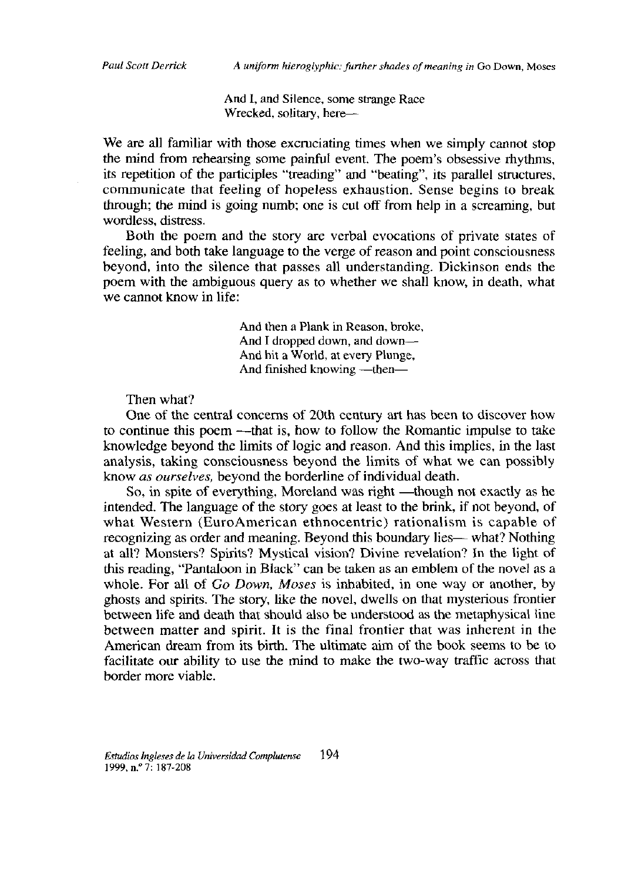> And I, and Silence, some strange Race
> Wrecked, solitary, here—

We are all familiar with those excruciating times when we simply cannot stop the mind from rehearsing some painful event. The poem's obsessive rhythms, its repetition of the participles "treading" and "beating", its parallel structures, communicate that feeling of hopeless exhaustion. Sense begins to break through; the mind is going numb; one is cut off from help in a screaming, but wordless, distress.

Both the poem and the story are verbal evocations of private states of feeling, and both take language to the verge of reason and point consciousness beyond, into the silence that passes all understanding. Dickinson ends the poem with the ambiguous query as to whether we shall know, in death, what we cannot know in life:

> And then a Plank in Reason, broke,
> And I dropped down, and down—
> And hit a World, at every Plunge,
> And finished knowing —then—

Then what?

One of the central concerns of 20th century art has been to discover how to continue this poem —that is, how to follow the Romantic impulse to take knowledge beyond the limits of logic and reason. And this implies, in the last analysis, taking consciousness beyond the limits of what we can possibly know *as ourselves,* beyond the borderline of individual death.

So, in spite of everything, Moreland was right —though not exactly as he intended. The language of the story goes at least to the brink, if not beyond, of what Western (EuroAmerican ethnocentric) rationalism is capable of recognizing as order and meaning. Beyond this boundary lies— what? Nothing at all? Monsters? Spirits? Mystical vision? Divine revelation? In the light of this reading, "Pantaloon in Black" can be taken as an emblem of the novel as a whole. For all of *Go Down, Moses* is inhabited, in one way or another, by ghosts and spirits. The story, like the novel, dwells on that mysterious frontier between life and death that should also be understood as the metaphysical line between matter and spirit. It is the final frontier that was inherent in the American dream from its birth. The ultimate aim of the book seems to be to facilitate our ability to use the mind to make the two-way traffic across that border more viable.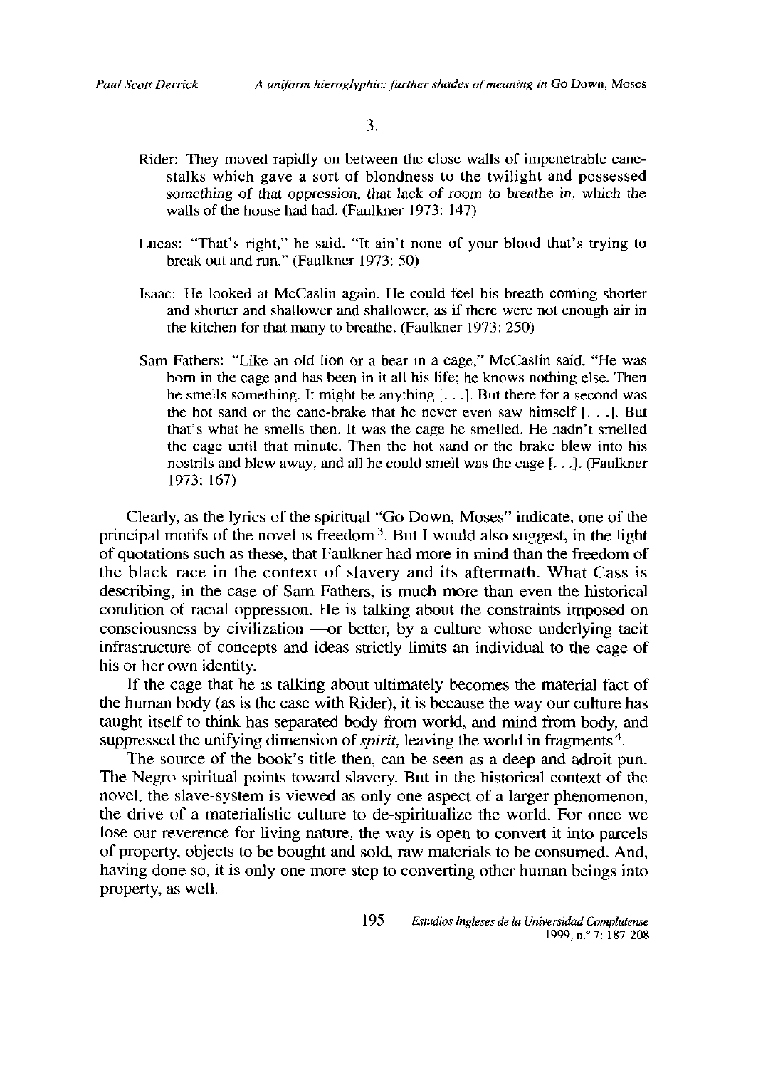3.

Rider: They moved rapidly on between the close walls of impenetrable cane-stalks which gave a sort of blondness to the twilight and possessed *something of that oppression, that lack of room to breathe in, which the* walls of the house had had. (Faulkner 1973: 147)

Lucas: "That's right," he said. "It ain't none of your blood that's trying to break out and run." (Faulkner 1973: 50)

Isaac: He looked at McCaslin again. He could feel his breath coming shorter and shorter and shallower and shallower, as if there were not enough air in the kitchen for that many to breathe. (Faulkner 1973: 250)

Sam Fathers: "Like an old lion or a bear in a cage," McCaslin said. "He was born in the cage and has been in it all his life; he knows nothing else. Then he smells something. It might be anything [. . .]. But there for a second was the hot sand or the cane-brake that he never even saw himself [. . .]. But that's what he smells then. It was the cage he smelled. He hadn't smelled the cage until that minute. Then the hot sand or the brake blew into his nostrils and blew away, and all he could smell was the cage [. . .]. (Faulkner 1973: 167)

Clearly, as the lyrics of the spiritual "Go Down, Moses" indicate, one of the principal motifs of the novel is freedom [3]. But I would also suggest, in the light of quotations such as these, that Faulkner had more in mind than the freedom of the black race in the context of slavery and its aftermath. What Cass is describing, in the case of Sam Fathers, is much more than even the historical condition of racial oppression. He is talking about the constraints imposed on consciousness by civilization —or better, by a culture whose underlying tacit infrastructure of concepts and ideas strictly limits an individual to the cage of his or her own identity.

If the cage that he is talking about ultimately becomes the material fact of the human body (as is the case with Rider), it is because the way our culture has taught itself to think has separated body from world, and mind from body, and suppressed the unifying dimension of *spirit*, leaving the world in fragments [4].

The source of the book's title then, can be seen as a deep and adroit pun. The Negro spiritual points toward slavery. But in the historical context of the novel, the slave-system is viewed as only one aspect of a larger phenomenon, the drive of a materialistic culture to de-spiritualize the world. For once we lose our reverence for living nature, the way is open to convert it into parcels of property, objects to be bought and sold, raw materials to be consumed. And, having done so, it is only one more step to converting other human beings into property, as well.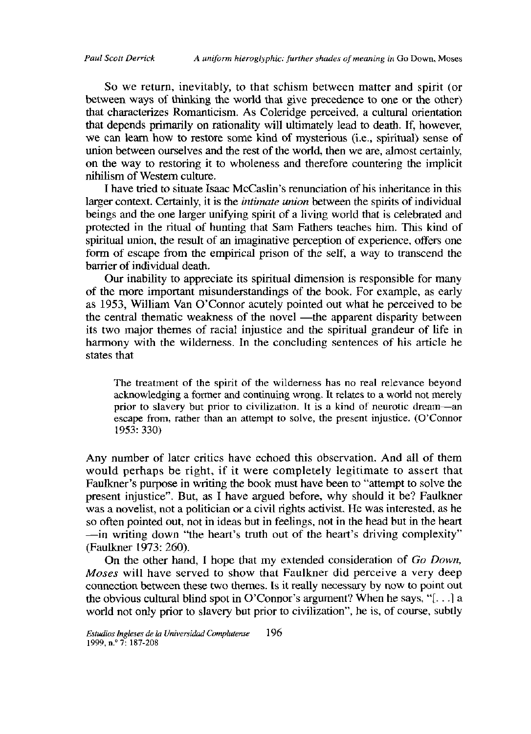So we return, inevitably, to that schism between matter and spirit (or between ways of thinking the world that give precedence to one or the other) that characterizes Romanticism. As Coleridge perceived, a cultural orientation that depends primarily on rationality will ultimately lead to death. If, however, we can learn how to restore some kind of mysterious (i.e., spiritual) sense of union between ourselves and the rest of the world, then we are, almost certainly, on the way to restoring it to wholeness and therefore countering the implicit nihilism of Western culture.

I have tried to situate Isaac McCaslin's renunciation of his inheritance in this larger context. Certainly, it is the *intimate union* between the spirits of individual beings and the one larger unifying spirit of a living world that is celebrated and protected in the ritual of hunting that Sam Fathers teaches him. This kind of spiritual union, the result of an imaginative perception of experience, offers one form of escape from the empirical prison of the self, a way to transcend the barrier of individual death.

Our inability to appreciate its spiritual dimension is responsible for many of the more important misunderstandings of the book. For example, as early as 1953, William Van O'Connor acutely pointed out what he perceived to be the central thematic weakness of the novel —the apparent disparity between its two major themes of racial injustice and the spiritual grandeur of life in harmony with the wilderness. In the concluding sentences of his article he states that

> The treatment of the spirit of the wilderness has no real relevance beyond acknowledging a former and continuing wrong. It relates to a world not merely prior to slavery but prior to civilization. It is a kind of neurotic dream—an escape from, rather than an attempt to solve, the present injustice. (O'Connor 1953: 330)

Any number of later critics have echoed this observation. And all of them would perhaps be right, if it were completely legitimate to assert that Faulkner's purpose in writing the book must have been to "attempt to solve the present injustice". But, as I have argued before, why should it be? Faulkner was a novelist, not a politician or a civil rights activist. He was interested, as he so often pointed out, not in ideas but in feelings, not in the head but in the heart —in writing down "the heart's truth out of the heart's driving complexity" (Faulkner 1973: 260).

On the other hand, I hope that my extended consideration of *Go Down, Moses* will have served to show that Faulkner did perceive a very deep connection between these two themes. Is it really necessary by now to point out the obvious cultural blind spot in O'Connor's argument? When he says, "[. . .] a world not only prior to slavery but prior to civilization", he is, of course, subtly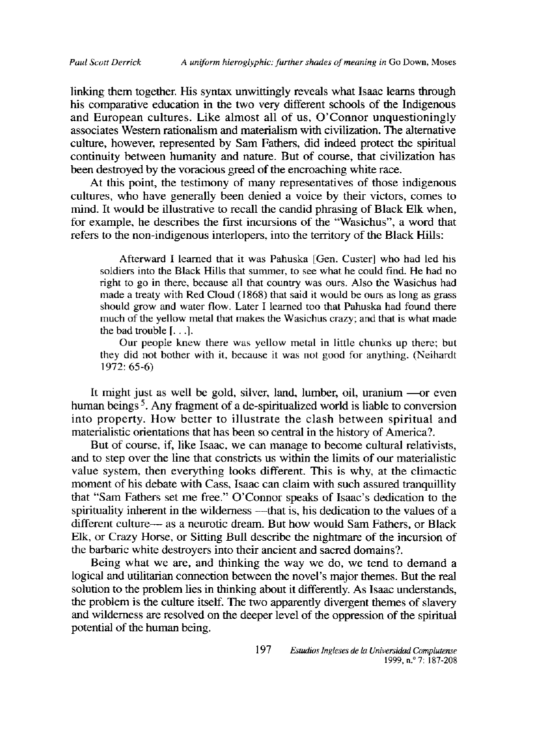linking them together. His syntax unwittingly reveals what Isaac learns through his comparative education in the two very different schools of the Indigenous and European cultures. Like almost all of us, O'Connor unquestioningly associates Western rationalism and materialism with civilization. The alternative culture, however, represented by Sam Fathers, did indeed protect the spiritual continuity between humanity and nature. But of course, that civilization has been destroyed by the voracious greed of the encroaching white race.

At this point, the testimony of many representatives of those indigenous cultures, who have generally been denied a voice by their victors, comes to mind. It would be illustrative to recall the candid phrasing of Black Elk when, for example, he describes the first incursions of the "Wasichus", a word that refers to the non-indigenous interlopers, into the territory of the Black Hills:

> Afterward I learned that it was Pahuska [Gen. Custer] who had led his soldiers into the Black Hills that summer, to see what he could find. He had no right to go in there, because all that country was ours. Also the Wasichus had made a treaty with Red Cloud (1868) that said it would be ours as long as grass should grow and water flow. Later I learned too that Pahuska had found there much of the yellow metal that makes the Wasichus crazy; and that is what made the bad trouble [. . .].
>
> Our people knew there was yellow metal in little chunks up there; but they did not bother with it, because it was not good for anything. (Neihardt 1972: 65-6)

It might just as well be gold, silver, land, lumber, oil, uranium —or even human beings[5]. Any fragment of a de-spiritualized world is liable to conversion into property. How better to illustrate the clash between spiritual and materialistic orientations that has been so central in the history of America?.

But of course, if, like Isaac, we can manage to become cultural relativists, and to step over the line that constricts us within the limits of our materialistic value system, then everything looks different. This is why, at the climactic moment of his debate with Cass, Isaac can claim with such assured tranquillity that "Sam Fathers set me free." O'Connor speaks of Isaac's dedication to the spirituality inherent in the wilderness —that is, his dedication to the values of a different culture— as a neurotic dream. But how would Sam Fathers, or Black Elk, or Crazy Horse, or Sitting Bull describe the nightmare of the incursion of the barbaric white destroyers into their ancient and sacred domains?.

Being what we are, and thinking the way we do, we tend to demand a logical and utilitarian connection between the novel's major themes. But the real solution to the problem lies in thinking about it differently. As Isaac understands, the problem is the culture itself. The two apparently divergent themes of slavery and wilderness are resolved on the deeper level of the oppression of the spiritual potential of the human being.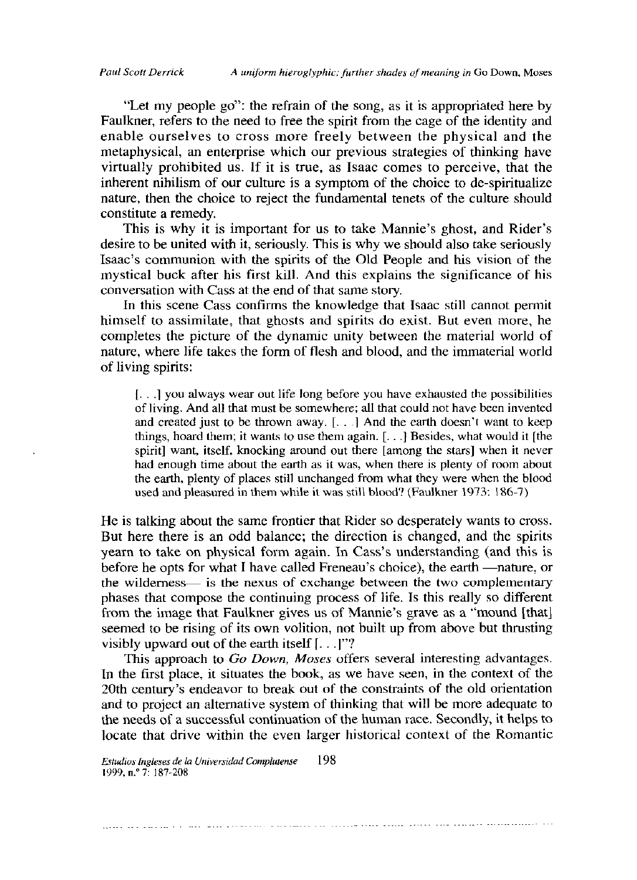"Let my people go": the refrain of the song, as it is appropriated here by Faulkner, refers to the need to free the spirit from the cage of the identity and enable ourselves to cross more freely between the physical and the metaphysical, an enterprise which our previous strategies of thinking have virtually prohibited us. If it is true, as Isaac comes to perceive, that the inherent nihilism of our culture is a symptom of the choice to de-spiritualize nature, then the choice to reject the fundamental tenets of the culture should constitute a remedy.

This is why it is important for us to take Mannie's ghost, and Rider's desire to be united with it, seriously. This is why we should also take seriously Isaac's communion with the spirits of the Old People and his vision of the mystical buck after his first kill. And this explains the significance of his conversation with Cass at the end of that same story.

In this scene Cass confirms the knowledge that Isaac still cannot permit himself to assimilate, that ghosts and spirits do exist. But even more, he completes the picture of the dynamic unity between the material world of nature, where life takes the form of flesh and blood, and the immaterial world of living spirits:

> [. . .] you always wear out life long before you have exhausted the possibilities of living. And all that must be somewhere; all that could not have been invented and created just to be thrown away. [. . .] And the earth doesn't want to keep things, hoard them; it wants to use them again. [. . .] Besides, what would it [the spirit] want, itself, knocking around out there [among the stars] when it never had enough time about the earth as it was, when there is plenty of room about the earth, plenty of places still unchanged from what they were when the blood used and pleasured in them while it was still blood? (Faulkner 1973: 186-7)

He is talking about the same frontier that Rider so desperately wants to cross. But here there is an odd balance; the direction is changed, and the spirits yearn to take on physical form again. In Cass's understanding (and this is before he opts for what I have called Freneau's choice), the earth —nature, or the wilderness— is the nexus of exchange between the two complementary phases that compose the continuing process of life. Is this really so different from the image that Faulkner gives us of Mannie's grave as a "mound [that] seemed to be rising of its own volition, not built up from above but thrusting visibly upward out of the earth itself [. . .]"?

This approach to *Go Down, Moses* offers several interesting advantages. In the first place, it situates the book, as we have seen, in the context of the 20th century's endeavor to break out of the constraints of the old orientation and to project an alternative system of thinking that will be more adequate to the needs of a successful continuation of the human race. Secondly, it helps to locate that drive within the even larger historical context of the Romantic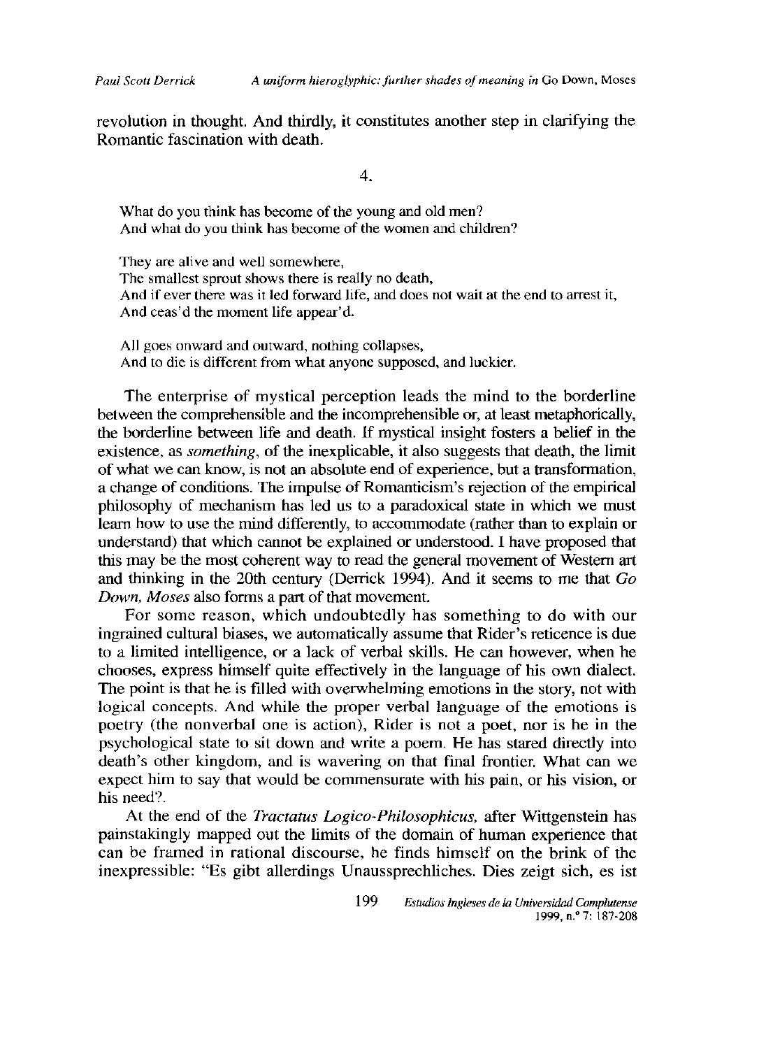revolution in thought. And thirdly, it constitutes another step in clarifying the Romantic fascination with death.

4.

> What do you think has become of the young and old men?
> And what do you think has become of the women and children?
>
> They are alive and well somewhere,
> The smallest sprout shows there is really no death,
> And if ever there was it led forward life, and does not wait at the end to arrest it,
> And ceas'd the moment life appear'd.
>
> All goes onward and outward, nothing collapses,
> And to die is different from what anyone supposed, and luckier.

The enterprise of mystical perception leads the mind to the borderline between the comprehensible and the incomprehensible or, at least metaphorically, the borderline between life and death. If mystical insight fosters a belief in the existence, as *something*, of the inexplicable, it also suggests that death, the limit of what we can know, is not an absolute end of experience, but a transformation, a change of conditions. The impulse of Romanticism's rejection of the empirical philosophy of mechanism has led us to a paradoxical state in which we must learn how to use the mind differently, to accommodate (rather than to explain or understand) that which cannot be explained or understood. I have proposed that this may be the most coherent way to read the general movement of Western art and thinking in the 20th century (Derrick 1994). And it seems to me that *Go Down, Moses* also forms a part of that movement.

For some reason, which undoubtedly has something to do with our ingrained cultural biases, we automatically assume that Rider's reticence is due to a limited intelligence, or a lack of verbal skills. He can however, when he chooses, express himself quite effectively in the language of his own dialect. The point is that he is filled with overwhelming emotions in the story, not with logical concepts. And while the proper verbal language of the emotions is poetry (the nonverbal one is action), Rider is not a poet, nor is he in the psychological state to sit down and write a poem. He has stared directly into death's other kingdom, and is wavering on that final frontier. What can we expect him to say that would be commensurate with his pain, or his vision, or his need?.

At the end of the *Tractatus Logico-Philosophicus*, after Wittgenstein has painstakingly mapped out the limits of the domain of human experience that can be framed in rational discourse, he finds himself on the brink of the inexpressible: "Es gibt allerdings Unaussprechliches. Dies zeigt sich, es ist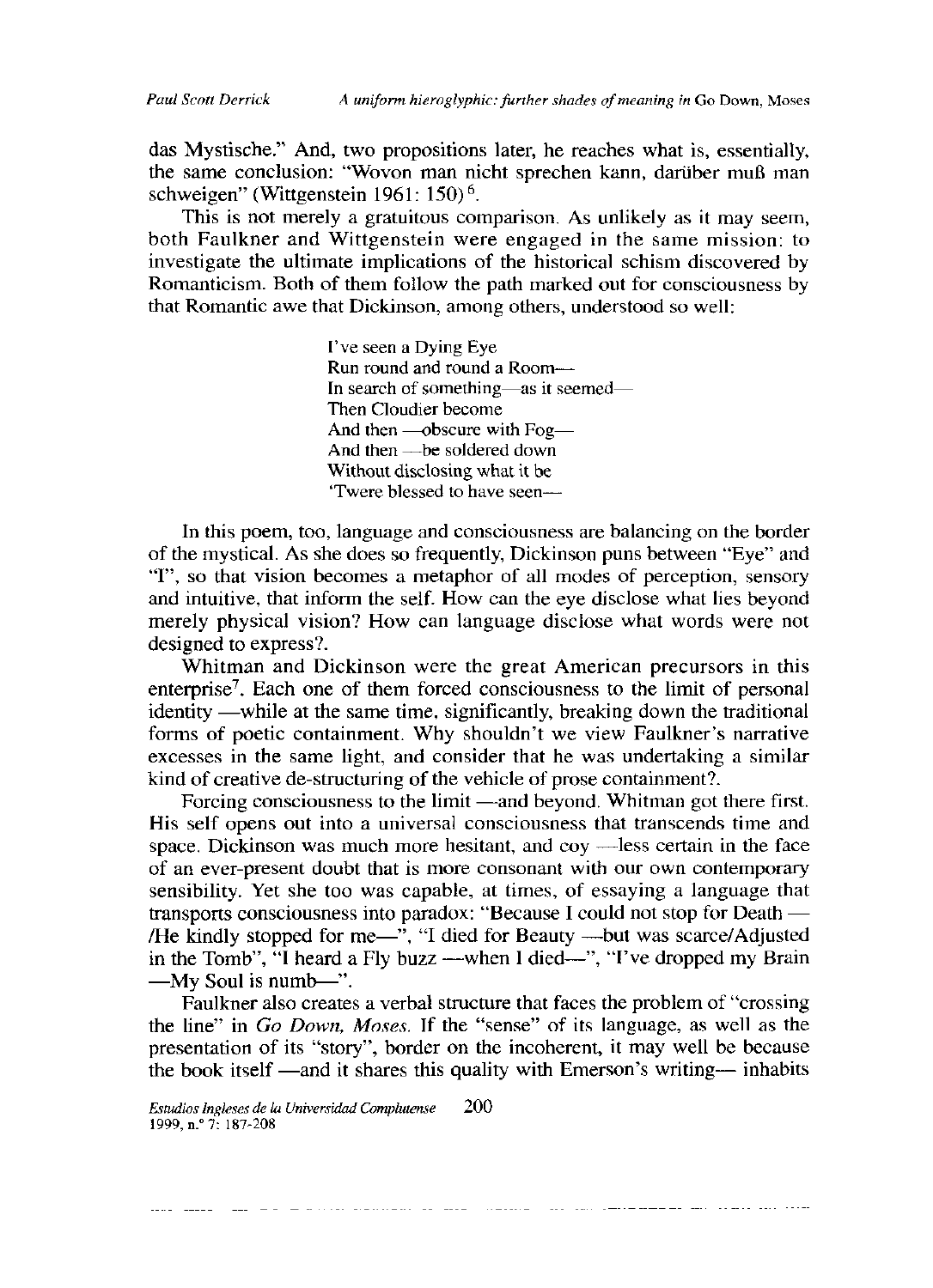das Mystische." And, two propositions later, he reaches what is, essentially, the same conclusion: "Wovon man nicht sprechen kann, darüber muß man schweigen" (Wittgenstein 1961: 150)[6].

This is not merely a gratuitous comparison. As unlikely as it may seem, both Faulkner and Wittgenstein were engaged in the same mission: to investigate the ultimate implications of the historical schism discovered by Romanticism. Both of them follow the path marked out for consciousness by that Romantic awe that Dickinson, among others, understood so well:

> I've seen a Dying Eye
> Run round and round a Room—
> In search of something—as it seemed—
> Then Cloudier become
> And then —obscure with Fog—
> And then —be soldered down
> Without disclosing what it be
> 'Twere blessed to have seen—

In this poem, too, language and consciousness are balancing on the border of the mystical. As she does so frequently, Dickinson puns between "Eye" and "I", so that vision becomes a metaphor of all modes of perception, sensory and intuitive, that inform the self. How can the eye disclose what lies beyond merely physical vision? How can language disclose what words were not designed to express?.

Whitman and Dickinson were the great American precursors in this enterprise[7]. Each one of them forced consciousness to the limit of personal identity —while at the same time, significantly, breaking down the traditional forms of poetic containment. Why shouldn't we view Faulkner's narrative excesses in the same light, and consider that he was undertaking a similar kind of creative de-structuring of the vehicle of prose containment?.

Forcing consciousness to the limit —and beyond. Whitman got there first. His self opens out into a universal consciousness that transcends time and space. Dickinson was much more hesitant, and coy —less certain in the face of an ever-present doubt that is more consonant with our own contemporary sensibility. Yet she too was capable, at times, of essaying a language that transports consciousness into paradox: "Because I could not stop for Death — /He kindly stopped for me—", "I died for Beauty —but was scarce/Adjusted in the Tomb", "I heard a Fly buzz —when I died—", "I've dropped my Brain —My Soul is numb—".

Faulkner also creates a verbal structure that faces the problem of "crossing the line" in *Go Down, Moses*. If the "sense" of its language, as well as the presentation of its "story", border on the incoherent, it may well be because the book itself —and it shares this quality with Emerson's writing— inhabits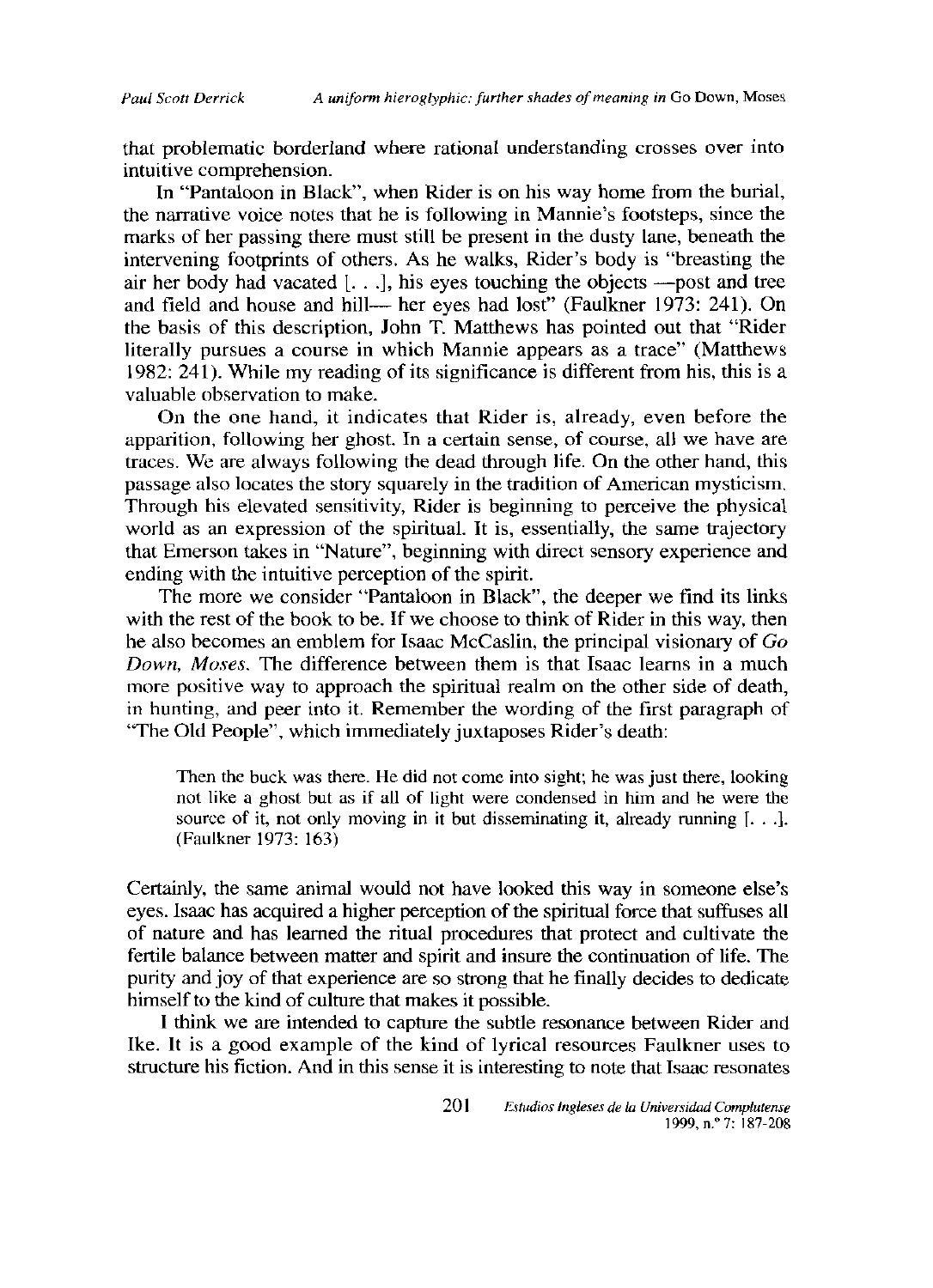that problematic borderland where rational understanding crosses over into intuitive comprehension.

In "Pantaloon in Black", when Rider is on his way home from the burial, the narrative voice notes that he is following in Mannie's footsteps, since the marks of her passing there must still be present in the dusty lane, beneath the intervening footprints of others. As he walks, Rider's body is "breasting the air her body had vacated [. . .], his eyes touching the objects —post and tree and field and house and hill— her eyes had lost" (Faulkner 1973: 241). On the basis of this description, John T. Matthews has pointed out that "Rider literally pursues a course in which Mannie appears as a trace" (Matthews 1982: 241). While my reading of its significance is different from his, this is a valuable observation to make.

On the one hand, it indicates that Rider is, already, even before the apparition, following her ghost. In a certain sense, of course, all we have are traces. We are always following the dead through life. On the other hand, this passage also locates the story squarely in the tradition of American mysticism. Through his elevated sensitivity, Rider is beginning to perceive the physical world as an expression of the spiritual. It is, essentially, the same trajectory that Emerson takes in "Nature", beginning with direct sensory experience and ending with the intuitive perception of the spirit.

The more we consider "Pantaloon in Black", the deeper we find its links with the rest of the book to be. If we choose to think of Rider in this way, then he also becomes an emblem for Isaac McCaslin, the principal visionary of *Go Down, Moses*. The difference between them is that Isaac learns in a much more positive way to approach the spiritual realm on the other side of death, in hunting, and peer into it. Remember the wording of the first paragraph of "The Old People", which immediately juxtaposes Rider's death:

> Then the buck was there. He did not come into sight; he was just there, looking not like a ghost but as if all of light were condensed in him and he were the source of it, not only moving in it but disseminating it, already running [. . .]. (Faulkner 1973: 163)

Certainly, the same animal would not have looked this way in someone else's eyes. Isaac has acquired a higher perception of the spiritual force that suffuses all of nature and has learned the ritual procedures that protect and cultivate the fertile balance between matter and spirit and insure the continuation of life. The purity and joy of that experience are so strong that he finally decides to dedicate himself to the kind of culture that makes it possible.

I think we are intended to capture the subtle resonance between Rider and Ike. It is a good example of the kind of lyrical resources Faulkner uses to structure his fiction. And in this sense it is interesting to note that Isaac resonates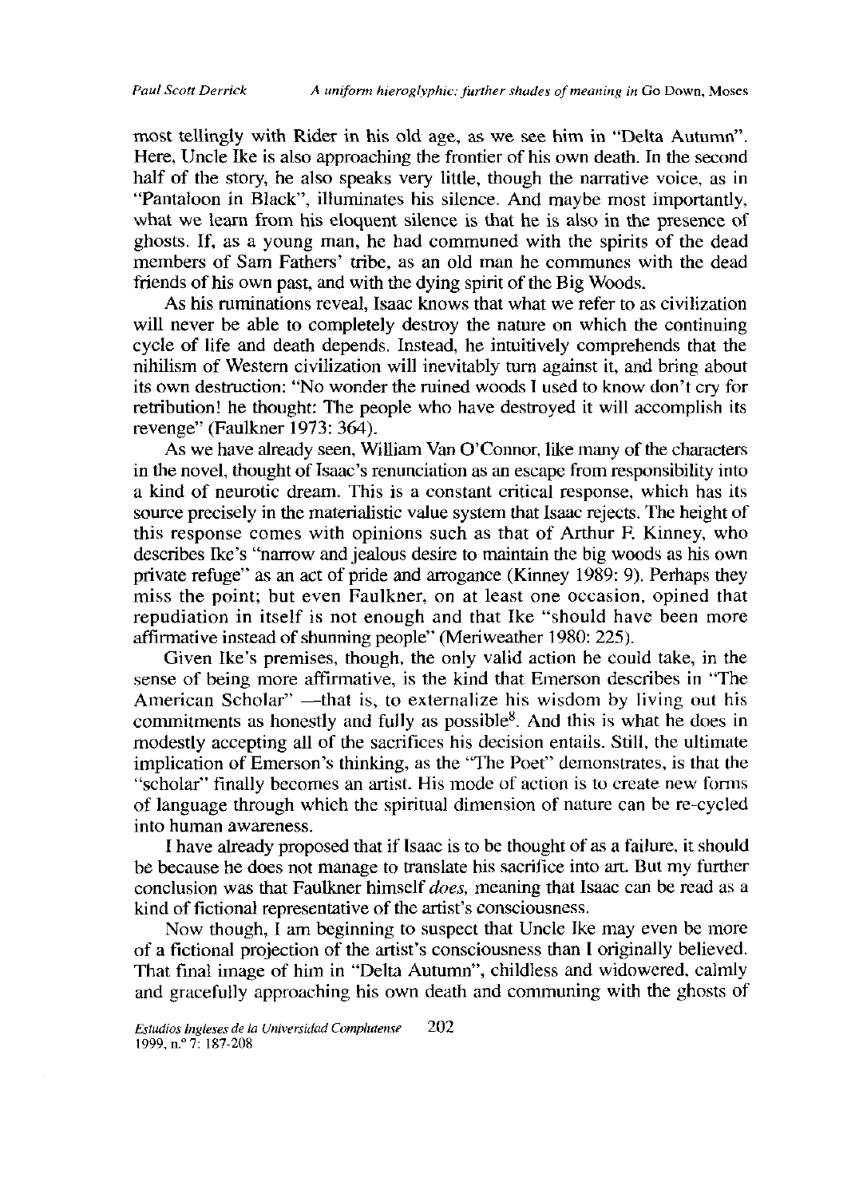most tellingly with Rider in his old age, as we see him in "Delta Autumn". Here, Uncle Ike is also approaching the frontier of his own death. In the second half of the story, he also speaks very little, though the narrative voice, as in "Pantaloon in Black", illuminates his silence. And maybe most importantly, what we learn from his eloquent silence is that he is also in the presence of ghosts. If, as a young man, he had communed with the spirits of the dead members of Sam Fathers' tribe, as an old man he communes with the dead friends of his own past, and with the dying spirit of the Big Woods.

As his ruminations reveal, Isaac knows that what we refer to as civilization will never be able to completely destroy the nature on which the continuing cycle of life and death depends. Instead, he intuitively comprehends that the nihilism of Western civilization will inevitably turn against it, and bring about its own destruction: "No wonder the ruined woods I used to know don't cry for retribution! he thought: The people who have destroyed it will accomplish its revenge" (Faulkner 1973: 364).

As we have already seen, William Van O'Connor, like many of the characters in the novel, thought of Isaac's renunciation as an escape from responsibility into a kind of neurotic dream. This is a constant critical response, which has its source precisely in the materialistic value system that Isaac rejects. The height of this response comes with opinions such as that of Arthur F. Kinney, who describes Ike's "narrow and jealous desire to maintain the big woods as his own private refuge" as an act of pride and arrogance (Kinney 1989: 9). Perhaps they miss the point; but even Faulkner, on at least one occasion, opined that repudiation in itself is not enough and that Ike "should have been more affirmative instead of shunning people" (Meriweather 1980: 225).

Given Ike's premises, though, the only valid action he could take, in the sense of being more affirmative, is the kind that Emerson describes in "The American Scholar" —that is, to externalize his wisdom by living out his commitments as honestly and fully as possible[8]. And this is what he does in modestly accepting all of the sacrifices his decision entails. Still, the ultimate implication of Emerson's thinking, as the "The Poet" demonstrates, is that the "scholar" finally becomes an artist. His mode of action is to create new forms of language through which the spiritual dimension of nature can be re-cycled into human awareness.

I have already proposed that if Isaac is to be thought of as a failure, it should be because he does not manage to translate his sacrifice into art. But my further conclusion was that Faulkner himself *does,* meaning that Isaac can be read as a kind of fictional representative of the artist's consciousness.

Now though, I am beginning to suspect that Uncle Ike may even be more of a fictional projection of the artist's consciousness than I originally believed. That final image of him in "Delta Autumn", childless and widowered, calmly and gracefully approaching his own death and communing with the ghosts of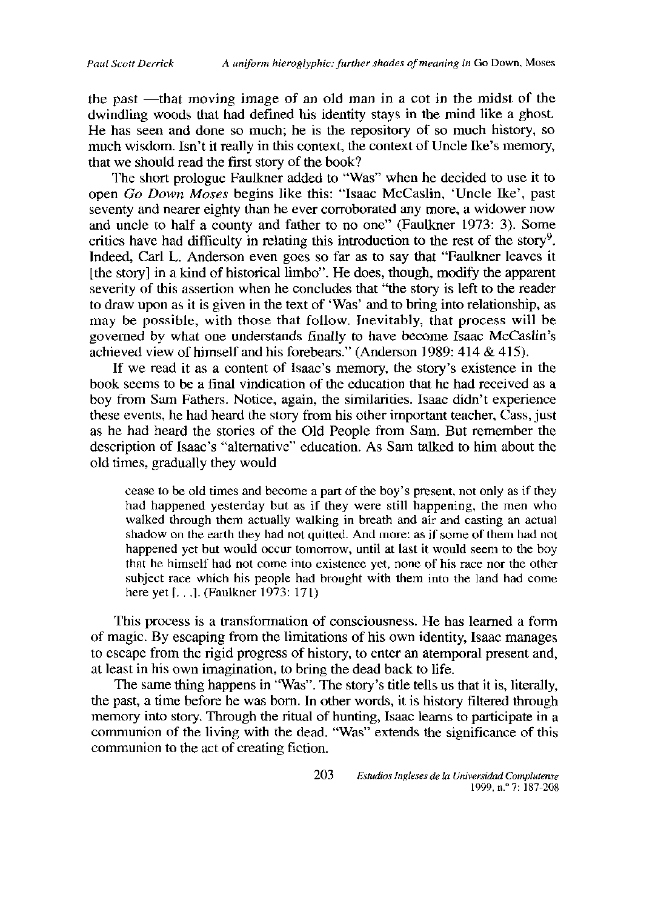the past —that moving image of an old man in a cot in the midst of the dwindling woods that had defined his identity stays in the mind like a ghost. He has seen and done so much; he is the repository of so much history, so much wisdom. Isn't it really in this context, the context of Uncle Ike's memory, that we should read the first story of the book?

The short prologue Faulkner added to "Was" when he decided to use it to open *Go Down Moses* begins like this: "Isaac McCaslin, 'Uncle Ike', past seventy and nearer eighty than he ever corroborated any more, a widower now and uncle to half a county and father to no one" (Faulkner 1973: 3). Some critics have had difficulty in relating this introduction to the rest of the story[9]. Indeed, Carl L. Anderson even goes so far as to say that "Faulkner leaves it [the story] in a kind of historical limbo". He does, though, modify the apparent severity of this assertion when he concludes that "the story is left to the reader to draw upon as it is given in the text of 'Was' and to bring into relationship, as may be possible, with those that follow. Inevitably, that process will be governed by what one understands finally to have become Isaac McCaslin's achieved view of himself and his forebears." (Anderson 1989: 414 & 415).

If we read it as a content of Isaac's memory, the story's existence in the book seems to be a final vindication of the education that he had received as a boy from Sam Fathers. Notice, again, the similarities. Isaac didn't experience these events, he had heard the story from his other important teacher, Cass, just as he had heard the stories of the Old People from Sam. But remember the description of Isaac's "alternative" education. As Sam talked to him about the old times, gradually they would

> cease to be old times and become a part of the boy's present, not only as if they had happened yesterday but as if they were still happening, the men who walked through them actually walking in breath and air and casting an actual shadow on the earth they had not quitted. And more: as if some of them had not happened yet but would occur tomorrow, until at last it would seem to the boy that he himself had not come into existence yet, none of his race nor the other subject race which his people had brought with them into the land had come here yet [. . .]. (Faulkner 1973: 171)

This process is a transformation of consciousness. He has learned a form of magic. By escaping from the limitations of his own identity, Isaac manages to escape from the rigid progress of history, to enter an atemporal present and, at least in his own imagination, to bring the dead back to life.

The same thing happens in "Was". The story's title tells us that it is, literally, the past, a time before he was born. In other words, it is history filtered through memory into story. Through the ritual of hunting, Isaac learns to participate in a communion of the living with the dead. "Was" extends the significance of this communion to the act of creating fiction.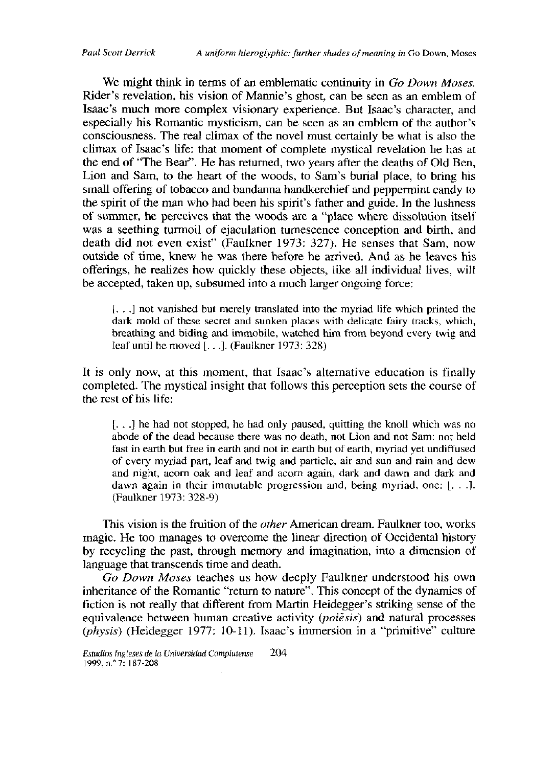We might think in terms of an emblematic continuity in *Go Down Moses*. Rider's revelation, his vision of Mannie's ghost, can be seen as an emblem of Isaac's much more complex visionary experience. But Isaac's character, and especially his Romantic mysticism, can be seen as an emblem of the author's consciousness. The real climax of the novel must certainly be what is also the climax of Isaac's life: that moment of complete mystical revelation he has at the end of "The Bear". He has returned, two years after the deaths of Old Ben, Lion and Sam, to the heart of the woods, to Sam's burial place, to bring his small offering of tobacco and bandanna handkerchief and peppermint candy to the spirit of the man who had been his spirit's father and guide. In the lushness of summer, he perceives that the woods are a "place where dissolution itself was a seething turmoil of ejaculation tumescence conception and birth, and death did not even exist" (Faulkner 1973: 327). He senses that Sam, now outside of time, knew he was there before he arrived. And as he leaves his offerings, he realizes how quickly these objects, like all individual lives, will be accepted, taken up, subsumed into a much larger ongoing force:

> [. . .] not vanished but merely translated into the myriad life which printed the dark mold of these secret and sunken places with delicate fairy tracks, which, breathing and biding and immobile, watched him from beyond every twig and leaf until he moved [. . .]. (Faulkner 1973: 328)

It is only now, at this moment, that Isaac's alternative education is finally completed. The mystical insight that follows this perception sets the course of the rest of his life:

> [. . .] he had not stopped, he had only paused, quitting the knoll which was no abode of the dead because there was no death, not Lion and not Sam: not held fast in earth but free in earth and not in earth but of earth, myriad yet undiffused of every myriad part, leaf and twig and particle, air and sun and rain and dew and night, acorn oak and leaf and acorn again, dark and dawn and dark and dawn again in their immutable progression and, being myriad, one: [. . .]. (Faulkner 1973: 328-9)

This vision is the fruition of the *other* American dream. Faulkner too, works magic. He too manages to overcome the linear direction of Occidental history by recycling the past, through memory and imagination, into a dimension of language that transcends time and death.

*Go Down Moses* teaches us how deeply Faulkner understood his own inheritance of the Romantic "return to nature". This concept of the dynamics of fiction is not really that different from Martin Heidegger's striking sense of the equivalence between human creative activity (*poiēsis*) and natural processes (*physis*) (Heidegger 1977: 10-11). Isaac's immersion in a "primitive" culture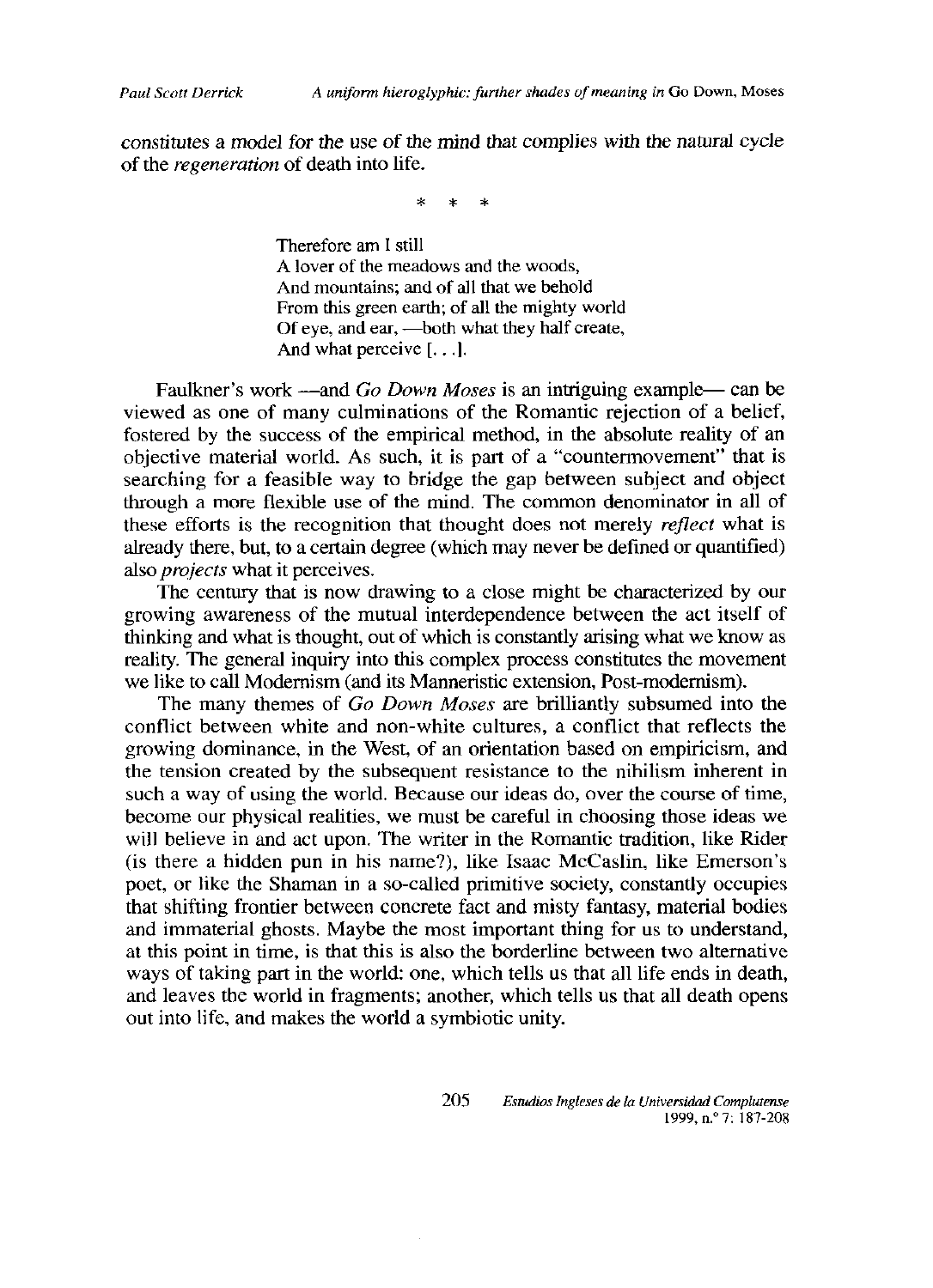constitutes a model for the use of the mind that complies with the natural cycle of the *regeneration* of death into life.

\* \* \*

> Therefore am I still
> A lover of the meadows and the woods,
> And mountains; and of all that we behold
> From this green earth; of all the mighty world
> Of eye, and ear, —both what they half create,
> And what perceive [. . .].

Faulkner's work —and *Go Down Moses* is an intriguing example— can be viewed as one of many culminations of the Romantic rejection of a belief, fostered by the success of the empirical method, in the absolute reality of an objective material world. As such, it is part of a "countermovement" that is searching for a feasible way to bridge the gap between subject and object through a more flexible use of the mind. The common denominator in all of these efforts is the recognition that thought does not merely *reflect* what is already there, but, to a certain degree (which may never be defined or quantified) also *projects* what it perceives.

The century that is now drawing to a close might be characterized by our growing awareness of the mutual interdependence between the act itself of thinking and what is thought, out of which is constantly arising what we know as reality. The general inquiry into this complex process constitutes the movement we like to call Modernism (and its Manneristic extension, Post-modernism).

The many themes of *Go Down Moses* are brilliantly subsumed into the conflict between white and non-white cultures, a conflict that reflects the growing dominance, in the West, of an orientation based on empiricism, and the tension created by the subsequent resistance to the nihilism inherent in such a way of using the world. Because our ideas do, over the course of time, become our physical realities, we must be careful in choosing those ideas we will believe in and act upon. The writer in the Romantic tradition, like Rider (is there a hidden pun in his name?), like Isaac McCaslin, like Emerson's poet, or like the Shaman in a so-called primitive society, constantly occupies that shifting frontier between concrete fact and misty fantasy, material bodies and immaterial ghosts. Maybe the most important thing for us to understand, at this point in time, is that this is also the borderline between two alternative ways of taking part in the world: one, which tells us that all life ends in death, and leaves the world in fragments; another, which tells us that all death opens out into life, and makes the world a symbiotic unity.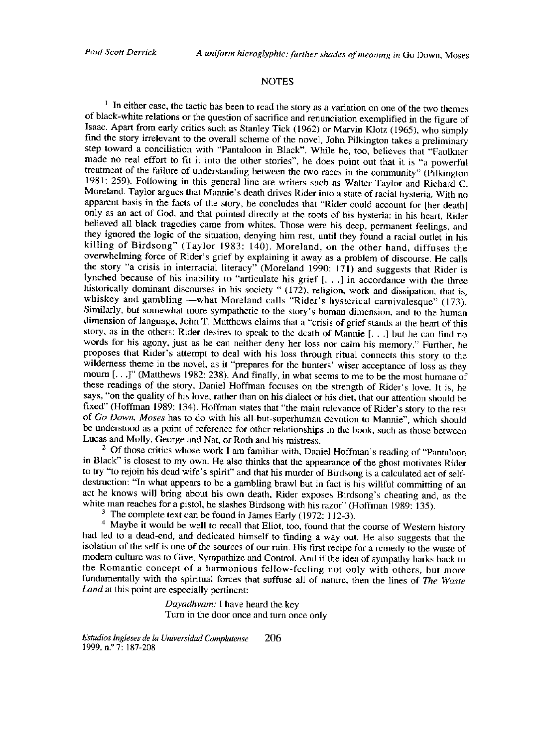## NOTES

[1] In either case, the tactic has been to read the story as a variation on one of the two themes of black-white relations or the question of sacrifice and renunciation exemplified in the figure of Isaac. Apart from early critics such as Stanley Tick (1962) or Marvin Klotz (1965), who simply find the story irrelevant to the overall scheme of the novel, John Pilkington takes a preliminary step toward a conciliation with "Pantaloon in Black". While he, too, believes that "Faulkner made no real effort to fit it into the other stories", he does point out that it is "a powerful treatment of the failure of understanding between the two races in the community" (Pilkington 1981: 259). Following in this general line are writers such as Walter Taylor and Richard C. Moreland. Taylor argues that Mannie's death drives Rider into a state of racial hysteria. With no apparent basis in the facts of the story, he concludes that "Rider could account for [her death] only as an act of God, and that pointed directly at the roots of his hysteria: in his heart, Rider believed all black tragedies came from whites. Those were his deep, permanent feelings, and they ignored the logic of the situation, denying him rest, until they found a racial outlet in his killing of Birdsong" (Taylor 1983: 140). Moreland, on the other hand, diffuses the overwhelming force of Rider's grief by explaining it away as a problem of discourse. He calls the story "a crisis in interracial literacy" (Moreland 1990: 171) and suggests that Rider is lynched because of his inability to "articulate his grief [. . .] in accordance with the three historically dominant discourses in his society " (172), religion, work and dissipation, that is, whiskey and gambling —what Moreland calls "Rider's hysterical carnivalesque" (173). Similarly, but somewhat more sympathetic to the story's human dimension, and to the human dimension of language, John T. Matthews claims that a "crisis of grief stands at the heart of this story, as in the others: Rider desires to speak to the death of Mannie [. . .] but he can find no words for his agony, just as he can neither deny her loss nor calm his memory." Further, he proposes that Rider's attempt to deal with his loss through ritual connects this story to the wilderness theme in the novel, as it "prepares for the hunters' wiser acceptance of loss as they mourn [. . .]" (Matthews 1982: 238). And finally, in what seems to me to be the most humane of these readings of the story, Daniel Hoffman focuses on the strength of Rider's love. It is, he says, "on the quality of his love, rather than on his dialect or his diet, that our attention should be fixed" (Hoffman 1989: 134). Hoffman states that "the main relevance of Rider's story to the rest of *Go Down, Moses* has to do with his all-but-superhuman devotion to Mannie", which should be understood as a point of reference for other relationships in the book, such as those between Lucas and Molly, George and Nat, or Roth and his mistress.

[2] Of those critics whose work I am familiar with, Daniel Hoffman's reading of "Pantaloon in Black" is closest to my own. He also thinks that the appearance of the ghost motivates Rider to try "to rejoin his dead wife's spirit" and that his murder of Birdsong is a calculated act of self-destruction: "In what appears to be a gambling brawl but in fact is his willful committing of an act he knows will bring about his own death, Rider exposes Birdsong's cheating and, as the white man reaches for a pistol, he slashes Birdsong with his razor" (Hoffman 1989: 135).

[3] The complete text can be found in James Early (1972: 112-3).

[4] Maybe it would be well to recall that Eliot, too, found that the course of Western history had led to a dead-end, and dedicated himself to finding a way out. He also suggests that the isolation of the self is one of the sources of our ruin. His first recipe for a remedy to the waste of modern culture was to Give, Sympathize and Control. And if the idea of sympathy harks back to the Romantic concept of a harmonious fellow-feeling not only with others, but more fundamentally with the spiritual forces that suffuse all of nature, then the lines of *The Waste Land* at this point are especially pertinent:

> *Dayadhvam:* I have heard the key
> Turn in the door once and turn once only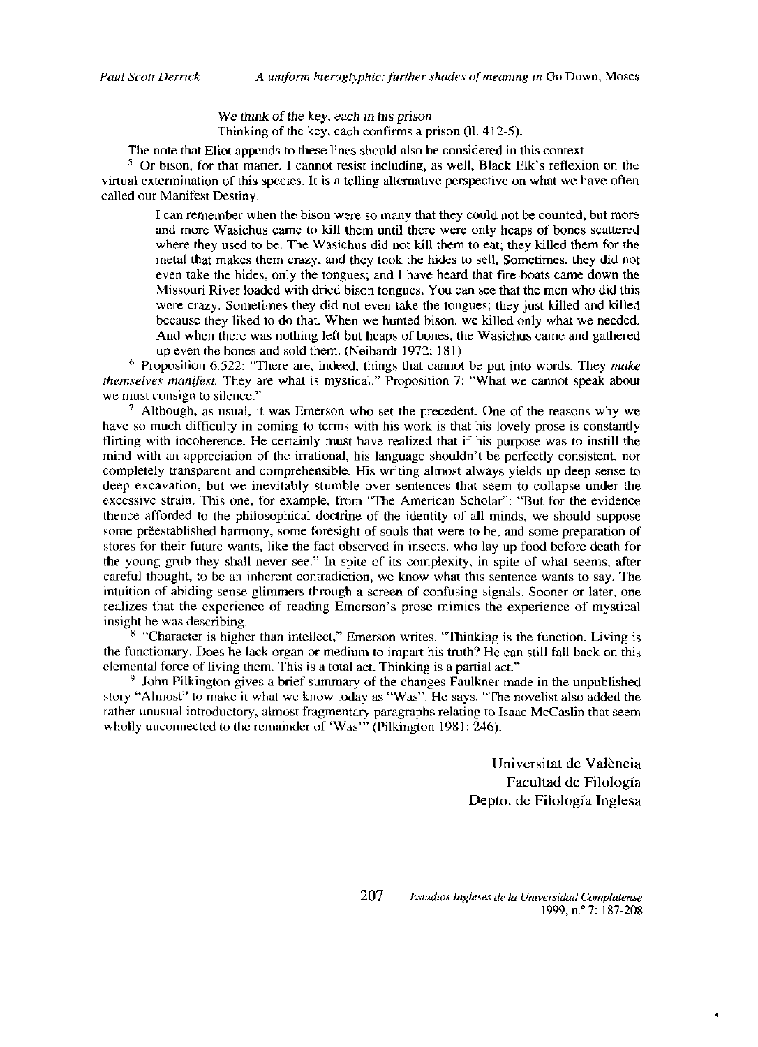> *We think of the key, each in his prison*
> Thinking of the key, each confirms a prison (ll. 412-5).

The note that Eliot appends to these lines should also be considered in this context.

[5] Or bison, for that matter. I cannot resist including, as well, Black Elk's reflexion on the virtual extermination of this species. It is a telling alternative perspective on what we have often called our Manifest Destiny.

> I can remember when the bison were so many that they could not be counted, but more and more Wasichus came to kill them until there were only heaps of bones scattered where they used to be. The Wasichus did not kill them to eat; they killed them for the metal that makes them crazy, and they took the hides to sell. Sometimes, they did not even take the hides, only the tongues; and I have heard that fire-boats came down the Missouri River loaded with dried bison tongues. You can see that the men who did this were crazy. Sometimes they did not even take the tongues; they just killed and killed because they liked to do that. When we hunted bison, we killed only what we needed. And when there was nothing left but heaps of bones, the Wasichus came and gathered up even the bones and sold them. (Neihardt 1972: 181)

[6] Proposition 6.522: "There are, indeed, things that cannot be put into words. They *make themselves manifest.* They are what is mystical." Proposition 7: "What we cannot speak about we must consign to silence."

[7] Although, as usual, it was Emerson who set the precedent. One of the reasons why we have so much difficulty in coming to terms with his work is that his lovely prose is constantly flirting with incoherence. He certainly must have realized that if his purpose was to instill the mind with an appreciation of the irrational, his language shouldn't be perfectly consistent, nor completely transparent and comprehensible. His writing almost always yields up deep sense to deep excavation, but we inevitably stumble over sentences that seem to collapse under the excessive strain. This one, for example, from "The American Scholar": "But for the evidence thence afforded to the philosophical doctrine of the identity of all minds, we should suppose some prëestablished harmony, some foresight of souls that were to be, and some preparation of stores for their future wants, like the fact observed in insects, who lay up food before death for the young grub they shall never see." In spite of its complexity, in spite of what seems, after careful thought, to be an inherent contradiction, we know what this sentence wants to say. The intuition of abiding sense glimmers through a screen of confusing signals. Sooner or later, one realizes that the experience of reading Emerson's prose mimics the experience of mystical insight he was describing.

[8] "Character is higher than intellect," Emerson writes. "Thinking is the function. Living is the functionary. Does he lack organ or medium to impart his truth? He can still fall back on this elemental force of living them. This is a total act. Thinking is a partial act."

[9] John Pilkington gives a brief summary of the changes Faulkner made in the unpublished story "Almost" to make it what we know today as "Was". He says, "The novelist also added the rather unusual introductory, almost fragmentary paragraphs relating to Isaac McCaslin that seem wholly unconnected to the remainder of 'Was'" (Pilkington 1981: 246).

Universitat de València
Facultad de Filología
Depto. de Filología Inglesa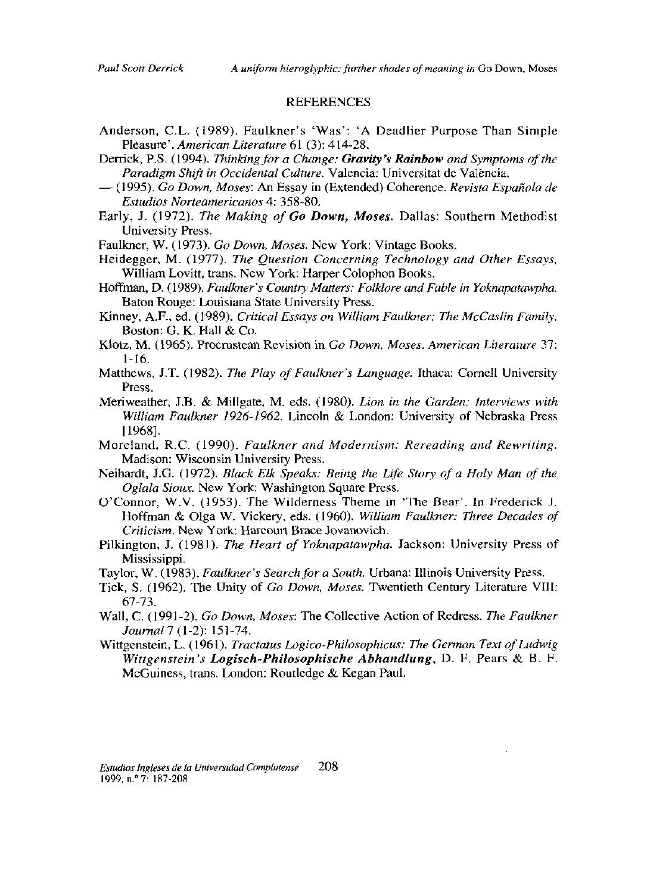## REFERENCES

Anderson, C.L. (1989). Faulkner's 'Was': 'A Deadlier Purpose Than Simple Pleasure'. *American Literature* 61 (3): 414-28.

Derrick, P.S. (1994). *Thinking for a Change: **Gravity's Rainbow** and Symptoms of the Paradigm Shift in Occidental Culture.* Valencia: Universitat de València.

— (1995). *Go Down, Moses*: An Essay in (Extended) Coherence. *Revista Española de Estudios Norteamericanos* 4: 358-80.

Early, J. (1972). *The Making of **Go Down, Moses.*** Dallas: Southern Methodist University Press.

Faulkner, W. (1973). *Go Down, Moses.* New York: Vintage Books.

Heidegger, M. (1977). *The Question Concerning Technology and Other Essays*, William Lovitt, trans. New York: Harper Colophon Books.

Hoffman, D. (1989). *Faulkner's Country Matters: Folklore and Fable in Yoknapatawpha.* Baton Rouge: Louisiana State University Press.

Kinney, A.F., ed. (1989). *Critical Essays on William Faulkner: The McCaslin Family.* Boston: G. K. Hall & Co.

Klotz, M. (1965). Procrustean Revision in *Go Down, Moses. American Literature* 37: 1-16.

Matthews, J.T. (1982). *The Play of Faulkner's Language.* Ithaca: Cornell University Press.

Meriweather, J.B. & Millgate, M. eds. (1980). *Lion in the Garden: Interviews with William Faulkner 1926-1962.* Lincoln & London: University of Nebraska Press [1968].

Moreland, R.C. (1990). *Faulkner and Modernism: Rereading and Rewriting.* Madison: Wisconsin University Press.

Neihardt, J.G. (1972). *Black Elk Speaks: Being the Life Story of a Holy Man of the Oglala Sioux.* New York: Washington Square Press.

O'Connor, W.V. (1953). The Wilderness Theme in 'The Bear'. In Frederick J. Hoffman & Olga W. Vickery, eds. (1960). *William Faulkner: Three Decades of Criticism.* New York: Harcourt Brace Jovanovich.

Pilkington, J. (1981). *The Heart of Yoknapatawpha.* Jackson: University Press of Mississippi.

Taylor, W. (1983). *Faulkner's Search for a South.* Urbana: Illinois University Press.

Tick, S. (1962). The Unity of *Go Down, Moses.* Twentieth Century Literature VIII: 67-73.

Wall, C. (1991-2). *Go Down, Moses*: The Collective Action of Redress. *The Faulkner Journal* 7 (1-2): 151-74.

Wittgenstein, L. (1961). *Tractatus Logico-Philosophicus: The German Text of Ludwig Wittgenstein's **Logisch-Philosophische Abhandlung**,* D. F. Pears & B. F. McGuiness, trans. London: Routledge & Kegan Paul.